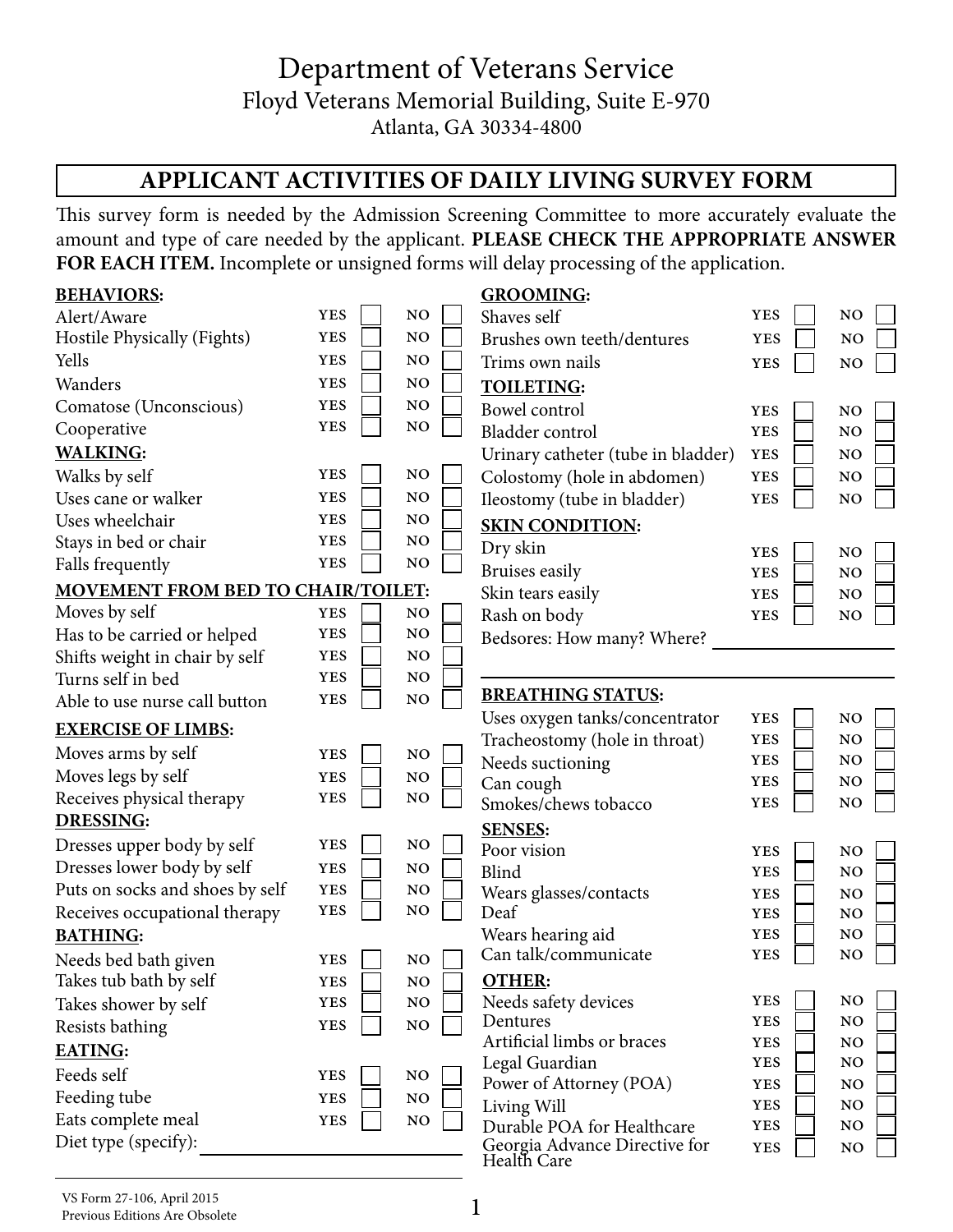# Department of Veterans Service

Floyd Veterans Memorial Building, Suite E-970
Atlanta, GA 30334-4800

## APPLICANT ACTIVITIES OF DAILY LIVING SURVEY FORM

This survey form is needed by the Admission Screening Committee to more accurately evaluate the amount and type of care needed by the applicant. **PLEASE CHECK THE APPROPRIATE ANSWER FOR EACH ITEM.** Incomplete or unsigned forms will delay processing of the application.

**BEHAVIORS:**

| Item | YES | NO |
|---|---|---|
| Alert/Aware | ☐ | ☐ |
| Hostile Physically (Fights) | ☐ | ☐ |
| Yells | ☐ | ☐ |
| Wanders | ☐ | ☐ |
| Comatose (Unconscious) | ☐ | ☐ |
| Cooperative | ☐ | ☐ |

**WALKING:**

| Item | YES | NO |
|---|---|---|
| Walks by self | ☐ | ☐ |
| Uses cane or walker | ☐ | ☐ |
| Uses wheelchair | ☐ | ☐ |
| Stays in bed or chair | ☐ | ☐ |
| Falls frequently | ☐ | ☐ |

**MOVEMENT FROM BED TO CHAIR/TOILET:**

| Item | YES | NO |
|---|---|---|
| Moves by self | ☐ | ☐ |
| Has to be carried or helped | ☐ | ☐ |
| Shifts weight in chair by self | ☐ | ☐ |
| Turns self in bed | ☐ | ☐ |
| Able to use nurse call button | ☐ | ☐ |

**EXERCISE OF LIMBS:**

| Item | YES | NO |
|---|---|---|
| Moves arms by self | ☐ | ☐ |
| Moves legs by self | ☐ | ☐ |
| Receives physical therapy | ☐ | ☐ |

**DRESSING:**

| Item | YES | NO |
|---|---|---|
| Dresses upper body by self | ☐ | ☐ |
| Dresses lower body by self | ☐ | ☐ |
| Puts on socks and shoes by self | ☐ | ☐ |
| Receives occupational therapy | ☐ | ☐ |

**BATHING:**

| Item | YES | NO |
|---|---|---|
| Needs bed bath given | ☐ | ☐ |
| Takes tub bath by self | ☐ | ☐ |
| Takes shower by self | ☐ | ☐ |
| Resists bathing | ☐ | ☐ |

**EATING:**

| Item | YES | NO |
|---|---|---|
| Feeds self | ☐ | ☐ |
| Feeding tube | ☐ | ☐ |
| Eats complete meal | ☐ | ☐ |

Diet type (specify): ______________________

**GROOMING:**

| Item | YES | NO |
|---|---|---|
| Shaves self | ☐ | ☐ |
| Brushes own teeth/dentures | ☐ | ☐ |
| Trims own nails | ☐ | ☐ |

**TOILETING:**

| Item | YES | NO |
|---|---|---|
| Bowel control | ☐ | ☐ |
| Bladder control | ☐ | ☐ |
| Urinary catheter (tube in bladder) | ☐ | ☐ |
| Colostomy (hole in abdomen) | ☐ | ☐ |
| Ileostomy (tube in bladder) | ☐ | ☐ |

**SKIN CONDITION:**

| Item | YES | NO |
|---|---|---|
| Dry skin | ☐ | ☐ |
| Bruises easily | ☐ | ☐ |
| Skin tears easily | ☐ | ☐ |
| Rash on body | ☐ | ☐ |

Bedsores: How many? Where? ______________________

______________________

**BREATHING STATUS:**

| Item | YES | NO |
|---|---|---|
| Uses oxygen tanks/concentrator | ☐ | ☐ |
| Tracheostomy (hole in throat) | ☐ | ☐ |
| Needs suctioning | ☐ | ☐ |
| Can cough | ☐ | ☐ |
| Smokes/chews tobacco | ☐ | ☐ |

**SENSES:**

| Item | YES | NO |
|---|---|---|
| Poor vision | ☐ | ☐ |
| Blind | ☐ | ☐ |
| Wears glasses/contacts | ☐ | ☐ |
| Deaf | ☐ | ☐ |
| Wears hearing aid | ☐ | ☐ |
| Can talk/communicate | ☐ | ☐ |

**OTHER:**

| Item | YES | NO |
|---|---|---|
| Needs safety devices | ☐ | ☐ |
| Dentures | ☐ | ☐ |
| Artificial limbs or braces | ☐ | ☐ |
| Legal Guardian | ☐ | ☐ |
| Power of Attorney (POA) | ☐ | ☐ |
| Living Will | ☐ | ☐ |
| Durable POA for Healthcare | ☐ | ☐ |
| Georgia Advance Directive for Health Care | ☐ | ☐ |

VS Form 27-106, April 2015
Previous Editions Are Obsolete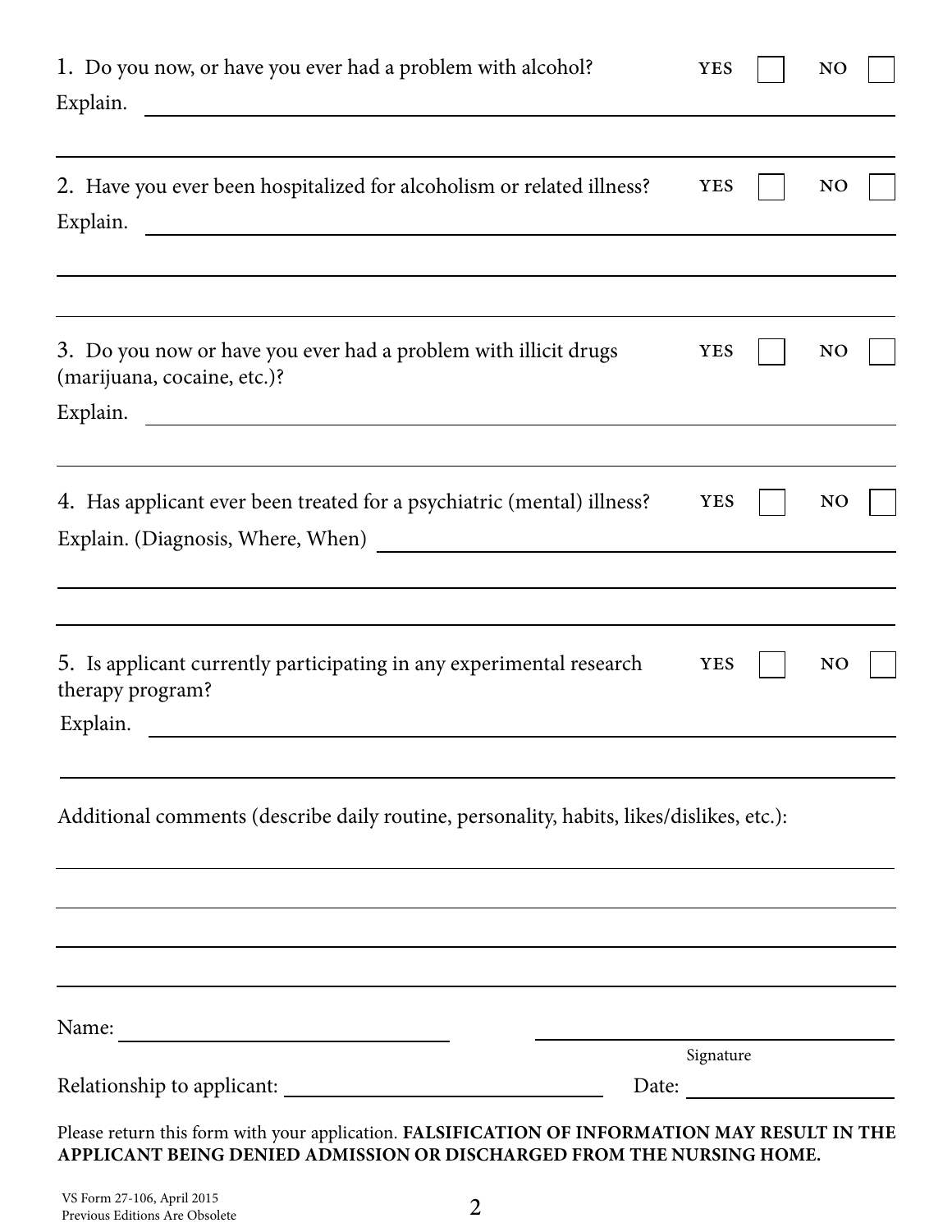1. Do you now, or have you ever had a problem with alcohol? YES ☐ NO ☐

Explain. ____________________________________________

____________________________________________

2. Have you ever been hospitalized for alcoholism or related illness? YES ☐ NO ☐

Explain. ____________________________________________

____________________________________________

____________________________________________

3. Do you now or have you ever had a problem with illicit drugs (marijuana, cocaine, etc.)? YES ☐ NO ☐

Explain. ____________________________________________

____________________________________________

4. Has applicant ever been treated for a psychiatric (mental) illness? YES ☐ NO ☐

Explain. (Diagnosis, Where, When) ____________________________________________

____________________________________________

____________________________________________

5. Is applicant currently participating in any experimental research therapy program? YES ☐ NO ☐

Explain. ____________________________________________

____________________________________________

Additional comments (describe daily routine, personality, habits, likes/dislikes, etc.):

____________________________________________

____________________________________________

____________________________________________

____________________________________________

Name: ______________________ ______________________
Signature

Relationship to applicant: ______________________ Date: ______________________

Please return this form with your application. **FALSIFICATION OF INFORMATION MAY RESULT IN THE APPLICANT BEING DENIED ADMISSION OR DISCHARGED FROM THE NURSING HOME.**

VS Form 27-106, April 2015
Previous Editions Are Obsolete